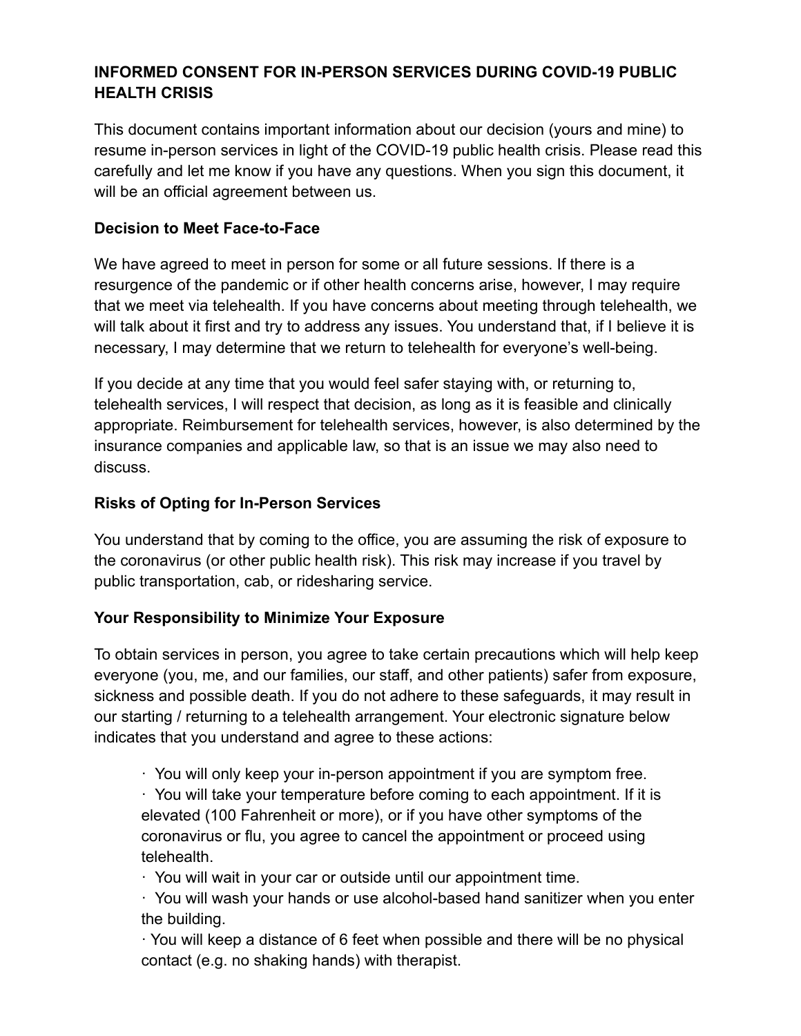**INFORMED CONSENT FOR IN-PERSON SERVICES DURING COVID-19 PUBLIC HEALTH CRISIS**

This document contains important information about our decision (yours and mine) to resume in-person services in light of the COVID-19 public health crisis. Please read this carefully and let me know if you have any questions. When you sign this document, it will be an official agreement between us.

**Decision to Meet Face-to-Face**

We have agreed to meet in person for some or all future sessions. If there is a resurgence of the pandemic or if other health concerns arise, however, I may require that we meet via telehealth. If you have concerns about meeting through telehealth, we will talk about it first and try to address any issues. You understand that, if I believe it is necessary, I may determine that we return to telehealth for everyone's well-being.

If you decide at any time that you would feel safer staying with, or returning to, telehealth services, I will respect that decision, as long as it is feasible and clinically appropriate. Reimbursement for telehealth services, however, is also determined by the insurance companies and applicable law, so that is an issue we may also need to discuss.

**Risks of Opting for In-Person Services**

You understand that by coming to the office, you are assuming the risk of exposure to the coronavirus (or other public health risk). This risk may increase if you travel by public transportation, cab, or ridesharing service.

**Your Responsibility to Minimize Your Exposure**

To obtain services in person, you agree to take certain precautions which will help keep everyone (you, me, and our families, our staff, and other patients) safer from exposure, sickness and possible death. If you do not adhere to these safeguards, it may result in our starting / returning to a telehealth arrangement. Your electronic signature below indicates that you understand and agree to these actions:

- You will only keep your in-person appointment if you are symptom free.
- You will take your temperature before coming to each appointment. If it is elevated (100 Fahrenheit or more), or if you have other symptoms of the coronavirus or flu, you agree to cancel the appointment or proceed using telehealth.
- You will wait in your car or outside until our appointment time.
- You will wash your hands or use alcohol-based hand sanitizer when you enter the building.
- You will keep a distance of 6 feet when possible and there will be no physical contact (e.g. no shaking hands) with therapist.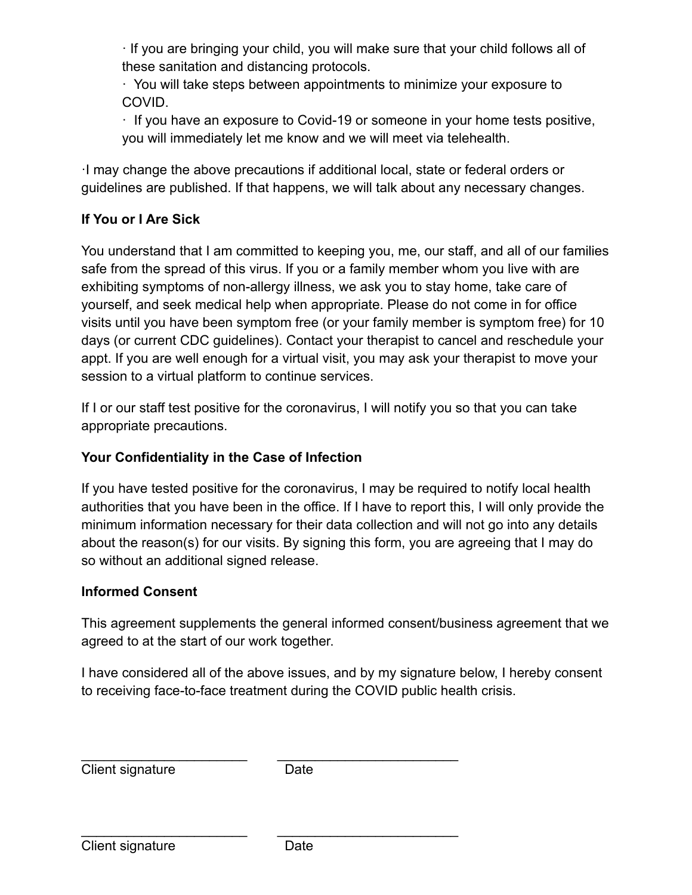- If you are bringing your child, you will make sure that your child follows all of these sanitation and distancing protocols.
- You will take steps between appointments to minimize your exposure to COVID.
- If you have an exposure to Covid-19 or someone in your home tests positive, you will immediately let me know and we will meet via telehealth.

·I may change the above precautions if additional local, state or federal orders or guidelines are published. If that happens, we will talk about any necessary changes.

**If You or I Are Sick**

You understand that I am committed to keeping you, me, our staff, and all of our families safe from the spread of this virus. If you or a family member whom you live with are exhibiting symptoms of non-allergy illness, we ask you to stay home, take care of yourself, and seek medical help when appropriate. Please do not come in for office visits until you have been symptom free (or your family member is symptom free) for 10 days (or current CDC guidelines). Contact your therapist to cancel and reschedule your appt. If you are well enough for a virtual visit, you may ask your therapist to move your session to a virtual platform to continue services.

If I or our staff test positive for the coronavirus, I will notify you so that you can take appropriate precautions.

**Your Confidentiality in the Case of Infection**

If you have tested positive for the coronavirus, I may be required to notify local health authorities that you have been in the office. If I have to report this, I will only provide the minimum information necessary for their data collection and will not go into any details about the reason(s) for our visits. By signing this form, you are agreeing that I may do so without an additional signed release.

**Informed Consent**

This agreement supplements the general informed consent/business agreement that we agreed to at the start of our work together.

I have considered all of the above issues, and by my signature below, I hereby consent to receiving face-to-face treatment during the COVID public health crisis.

_______________________ _________________________
Client signature Date

_______________________ _________________________
Client signature Date